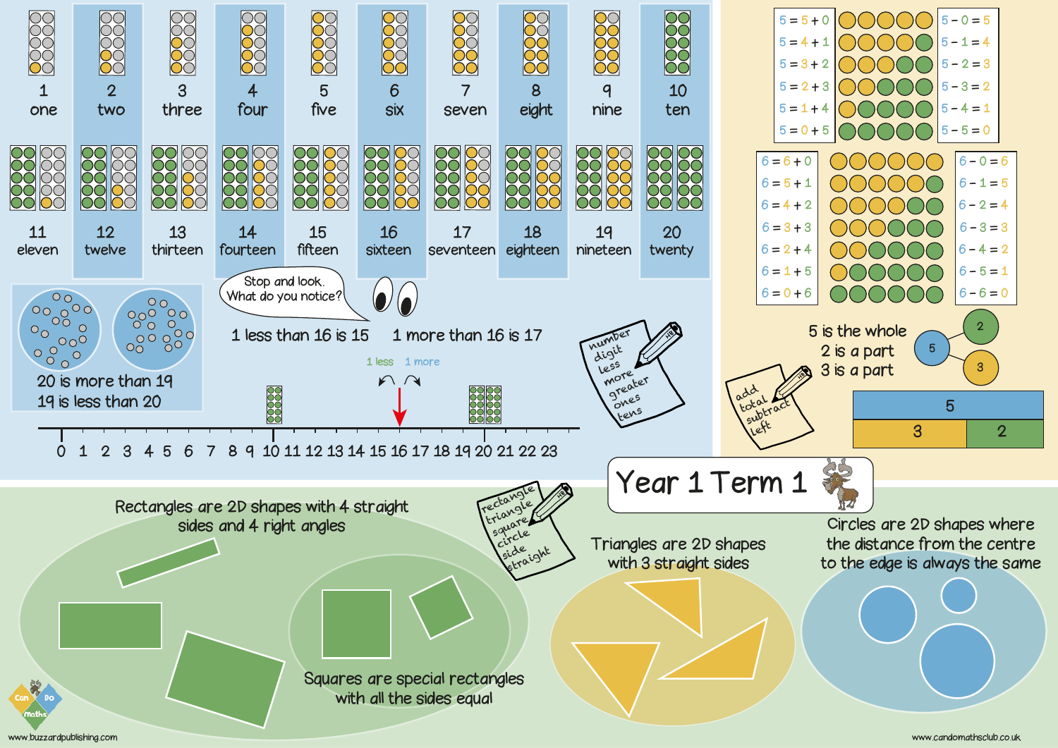# Year 1 Term 1

| 1 | 2 | 3 | 4 | 5 | 6 | 7 | 8 | 9 | 10 |
|---|---|---|---|---|---|---|---|---|---|
| one | two | three | four | five | six | seven | eight | nine | ten |

| 11 | 12 | 13 | 14 | 15 | 16 | 17 | 18 | 19 | 20 |
|---|---|---|---|---|---|---|---|---|---|
| eleven | twelve | thirteen | fourteen | fifteen | sixteen | seventeen | eighteen | nineteen | twenty |

20 is more than 19
19 is less than 20

Stop and look. What do you notice?

1 less than 16 is 15 1 more than 16 is 17

1 less 1 more

0 1 2 3 4 5 6 7 8 9 10 11 12 13 14 15 16 17 18 19 20 21 22 23

number, digit, less, more, greater, ones, tens

| | |
|---|---|
| 5 = 5 + 0 | 5 − 0 = 5 |
| 5 = 4 + 1 | 5 − 1 = 4 |
| 5 = 3 + 2 | 5 − 2 = 3 |
| 5 = 2 + 3 | 5 − 3 = 2 |
| 5 = 1 + 4 | 5 − 4 = 1 |
| 5 = 0 + 5 | 5 − 5 = 0 |

| | |
|---|---|
| 6 = 6 + 0 | 6 − 0 = 6 |
| 6 = 5 + 1 | 6 − 1 = 5 |
| 6 = 4 + 2 | 6 − 2 = 4 |
| 6 = 3 + 3 | 6 − 3 = 3 |
| 6 = 2 + 4 | 6 − 4 = 2 |
| 6 = 1 + 5 | 6 − 5 = 1 |
| 6 = 0 + 6 | 6 − 6 = 0 |

5 is the whole
2 is a part
3 is a part

| 5 | |
|---|---|
| 3 | 2 |

add, total, subtract, left

Rectangles are 2D shapes with 4 straight sides and 4 right angles

Squares are special rectangles with all the sides equal

rectangle, triangle, square, circle, side, straight

Triangles are 2D shapes with 3 straight sides

Circles are 2D shapes where the distance from the centre to the edge is always the same

www.buzzardpublishing.com

www.candomathsclub.co.uk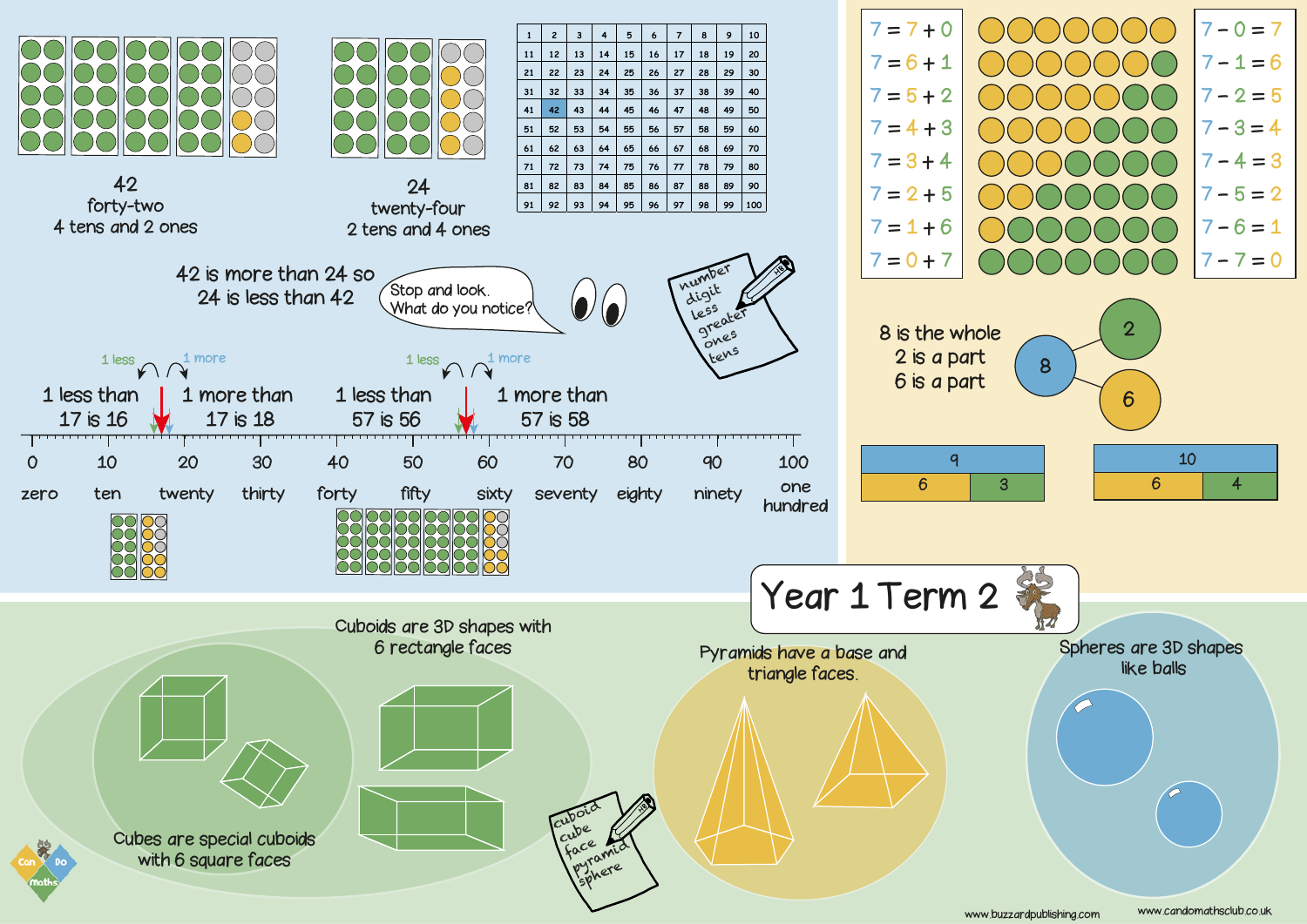# Year 1 Term 2

42
forty-two
4 tens and 2 ones

24
twenty-four
2 tens and 4 ones

| 1 | 2 | 3 | 4 | 5 | 6 | 7 | 8 | 9 | 10 |
|---|---|---|---|---|---|---|---|---|---|
| 11 | 12 | 13 | 14 | 15 | 16 | 17 | 18 | 19 | 20 |
| 21 | 22 | 23 | 24 | 25 | 26 | 27 | 28 | 29 | 30 |
| 31 | 32 | 33 | 34 | 35 | 36 | 37 | 38 | 39 | 40 |
| 41 | 42 | 43 | 44 | 45 | 46 | 47 | 48 | 49 | 50 |
| 51 | 52 | 53 | 54 | 55 | 56 | 57 | 58 | 59 | 60 |
| 61 | 62 | 63 | 64 | 65 | 66 | 67 | 68 | 69 | 70 |
| 71 | 72 | 73 | 74 | 75 | 76 | 77 | 78 | 79 | 80 |
| 81 | 82 | 83 | 84 | 85 | 86 | 87 | 88 | 89 | 90 |
| 91 | 92 | 93 | 94 | 95 | 96 | 97 | 98 | 99 | 100 |

42 is more than 24 so
24 is less than 42

Stop and look.
What do you notice?

number
digit
less
greater
ones
tens

1 less &nbsp; 1 more

1 less than 17 is 16 &nbsp; 1 more than 17 is 18

1 less than 57 is 56 &nbsp; 1 more than 57 is 58

| 0 | 10 | 20 | 30 | 40 | 50 | 60 | 70 | 80 | 90 | 100 |
|---|---|---|---|---|---|---|---|---|---|---|
| zero | ten | twenty | thirty | forty | fifty | sixty | seventy | eighty | ninety | one hundred |

| | |
|---|---|
| 7 = 7 + 0 | 7 − 0 = 7 |
| 7 = 6 + 1 | 7 − 1 = 6 |
| 7 = 5 + 2 | 7 − 2 = 5 |
| 7 = 4 + 3 | 7 − 3 = 4 |
| 7 = 3 + 4 | 7 − 4 = 3 |
| 7 = 2 + 5 | 7 − 5 = 2 |
| 7 = 1 + 6 | 7 − 6 = 1 |
| 7 = 0 + 7 | 7 − 7 = 0 |

8 is the whole
2 is a part
6 is a part

| 9 | |
|---|---|
| 6 | 3 |

| 10 | |
|---|---|
| 6 | 4 |

Cuboids are 3D shapes with 6 rectangle faces

Cubes are special cuboids with 6 square faces

cuboid
cube
face
pyramid
sphere

Pyramids have a base and triangle faces.

Spheres are 3D shapes like balls

Can Do Maths

www.buzzardpublishing.com &nbsp; www.candomathsclub.co.uk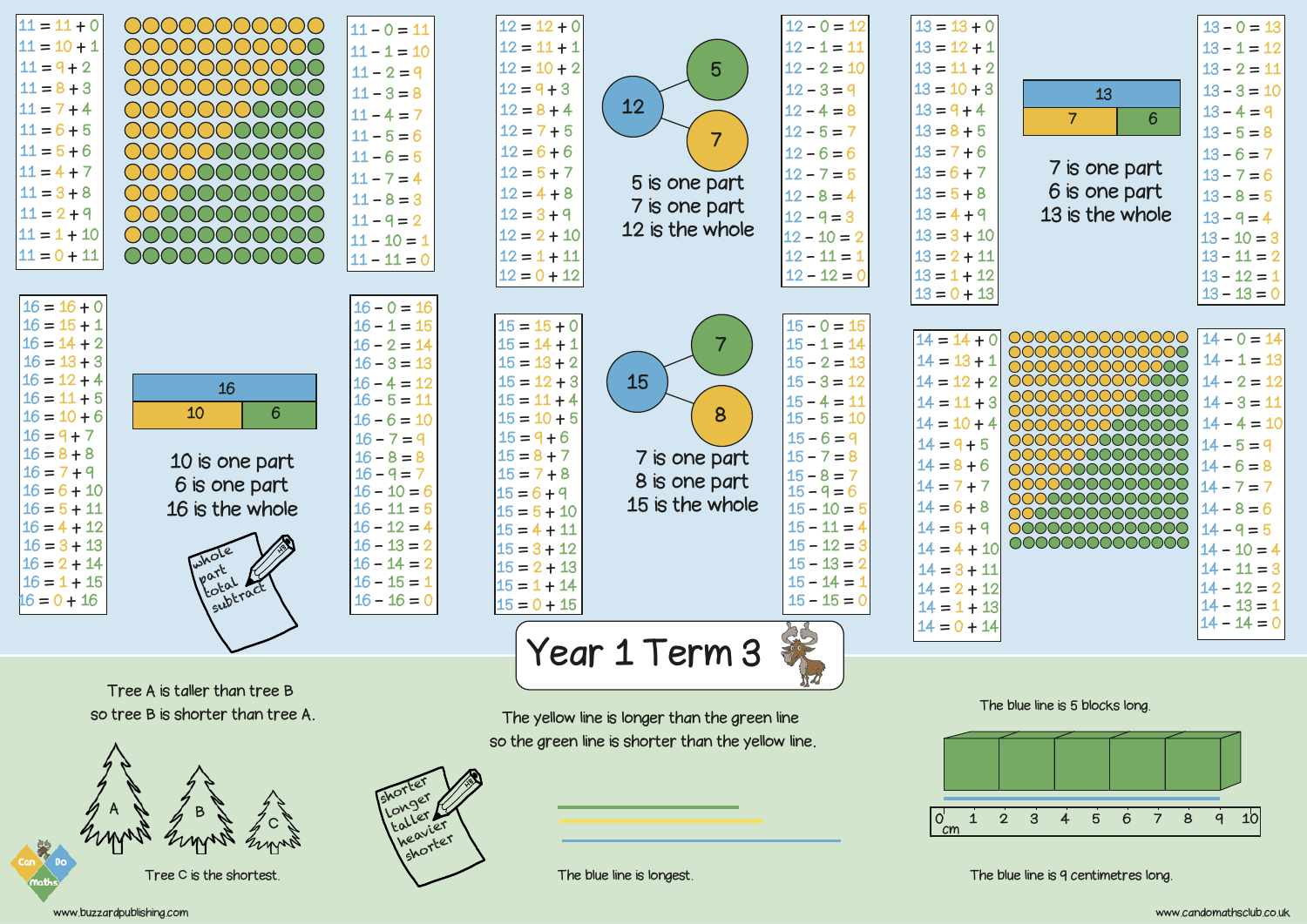# Year 1 Term 3

## 11

| Addition | Subtraction |
|---|---|
| 11 = 11 + 0 | 11 − 0 = 11 |
| 11 = 10 + 1 | 11 − 1 = 10 |
| 11 = 9 + 2 | 11 − 2 = 9 |
| 11 = 8 + 3 | 11 − 3 = 8 |
| 11 = 7 + 4 | 11 − 4 = 7 |
| 11 = 6 + 5 | 11 − 5 = 6 |
| 11 = 5 + 6 | 11 − 6 = 5 |
| 11 = 4 + 7 | 11 − 7 = 4 |
| 11 = 3 + 8 | 11 − 8 = 3 |
| 11 = 2 + 9 | 11 − 9 = 2 |
| 11 = 1 + 10 | 11 − 10 = 1 |
| 11 = 0 + 11 | 11 − 11 = 0 |

## 12

| Addition | Subtraction |
|---|---|
| 12 = 12 + 0 | 12 − 0 = 12 |
| 12 = 11 + 1 | 12 − 1 = 11 |
| 12 = 10 + 2 | 12 − 2 = 10 |
| 12 = 9 + 3 | 12 − 3 = 9 |
| 12 = 8 + 4 | 12 − 4 = 8 |
| 12 = 7 + 5 | 12 − 5 = 7 |
| 12 = 6 + 6 | 12 − 6 = 6 |
| 12 = 5 + 7 | 12 − 7 = 5 |
| 12 = 4 + 8 | 12 − 8 = 4 |
| 12 = 3 + 9 | 12 − 9 = 3 |
| 12 = 2 + 10 | 12 − 10 = 2 |
| 12 = 1 + 11 | 12 − 11 = 1 |
| 12 = 0 + 12 | 12 − 12 = 0 |

12 → 5, 7

5 is one part
7 is one part
12 is the whole

## 13

| Addition | Subtraction |
|---|---|
| 13 = 13 + 0 | 13 − 0 = 13 |
| 13 = 12 + 1 | 13 − 1 = 12 |
| 13 = 11 + 2 | 13 − 2 = 11 |
| 13 = 10 + 3 | 13 − 3 = 10 |
| 13 = 9 + 4 | 13 − 4 = 9 |
| 13 = 8 + 5 | 13 − 5 = 8 |
| 13 = 7 + 6 | 13 − 6 = 7 |
| 13 = 6 + 7 | 13 − 7 = 6 |
| 13 = 5 + 8 | 13 − 8 = 5 |
| 13 = 4 + 9 | 13 − 9 = 4 |
| 13 = 3 + 10 | 13 − 10 = 3 |
| 13 = 2 + 11 | 13 − 11 = 2 |
| 13 = 1 + 12 | 13 − 12 = 1 |
| 13 = 0 + 13 | 13 − 13 = 0 |

| 13 | |
|---|---|
| 7 | 6 |

7 is one part
6 is one part
13 is the whole

## 16

| Addition | Subtraction |
|---|---|
| 16 = 16 + 0 | 16 − 0 = 16 |
| 16 = 15 + 1 | 16 − 1 = 15 |
| 16 = 14 + 2 | 16 − 2 = 14 |
| 16 = 13 + 3 | 16 − 3 = 13 |
| 16 = 12 + 4 | 16 − 4 = 12 |
| 16 = 11 + 5 | 16 − 5 = 11 |
| 16 = 10 + 6 | 16 − 6 = 10 |
| 16 = 9 + 7 | 16 − 7 = 9 |
| 16 = 8 + 8 | 16 − 8 = 8 |
| 16 = 7 + 9 | 16 − 9 = 7 |
| 16 = 6 + 10 | 16 − 10 = 6 |
| 16 = 5 + 11 | 16 − 11 = 5 |
| 16 = 4 + 12 | 16 − 12 = 4 |
| 16 = 3 + 13 | 16 − 13 = 3 |
| 16 = 2 + 14 | 16 − 14 = 2 |
| 16 = 1 + 15 | 16 − 15 = 1 |
| 16 = 0 + 16 | 16 − 16 = 0 |

| 16 | |
|---|---|
| 10 | 6 |

10 is one part
6 is one part
16 is the whole

whole
part
total
subtract

## 15

| Addition | Subtraction |
|---|---|
| 15 = 15 + 0 | 15 − 0 = 15 |
| 15 = 14 + 1 | 15 − 1 = 14 |
| 15 = 13 + 2 | 15 − 2 = 13 |
| 15 = 12 + 3 | 15 − 3 = 12 |
| 15 = 11 + 4 | 15 − 4 = 11 |
| 15 = 10 + 5 | 15 − 5 = 10 |
| 15 = 9 + 6 | 15 − 6 = 9 |
| 15 = 8 + 7 | 15 − 7 = 8 |
| 15 = 7 + 8 | 15 − 8 = 7 |
| 15 = 6 + 9 | 15 − 9 = 6 |
| 15 = 5 + 10 | 15 − 10 = 5 |
| 15 = 4 + 11 | 15 − 11 = 4 |
| 15 = 3 + 12 | 15 − 12 = 3 |
| 15 = 2 + 13 | 15 − 13 = 2 |
| 15 = 1 + 14 | 15 − 14 = 1 |
| 15 = 0 + 15 | 15 − 15 = 0 |

15 → 7, 8

7 is one part
8 is one part
15 is the whole

## 14

| Addition | Subtraction |
|---|---|
| 14 = 14 + 0 | 14 − 0 = 14 |
| 14 = 13 + 1 | 14 − 1 = 13 |
| 14 = 12 + 2 | 14 − 2 = 12 |
| 14 = 11 + 3 | 14 − 3 = 11 |
| 14 = 10 + 4 | 14 − 4 = 10 |
| 14 = 9 + 5 | 14 − 5 = 9 |
| 14 = 8 + 6 | 14 − 6 = 8 |
| 14 = 7 + 7 | 14 − 7 = 7 |
| 14 = 6 + 8 | 14 − 8 = 6 |
| 14 = 5 + 9 | 14 − 9 = 5 |
| 14 = 4 + 10 | 14 − 10 = 4 |
| 14 = 3 + 11 | 14 − 11 = 3 |
| 14 = 2 + 12 | 14 − 12 = 2 |
| 14 = 1 + 13 | 14 − 13 = 1 |
| 14 = 0 + 14 | 14 − 14 = 0 |

## Measurement

Tree A is taller than tree B so tree B is shorter than tree A.

Tree C is the shortest.

shorter
longer
taller
heavier
shorter

The yellow line is longer than the green line so the green line is shorter than the yellow line.

The blue line is longest.

The blue line is 5 blocks long.

The blue line is 9 centimetres long.

www.buzzardpublishing.com

www.candomathsclub.co.uk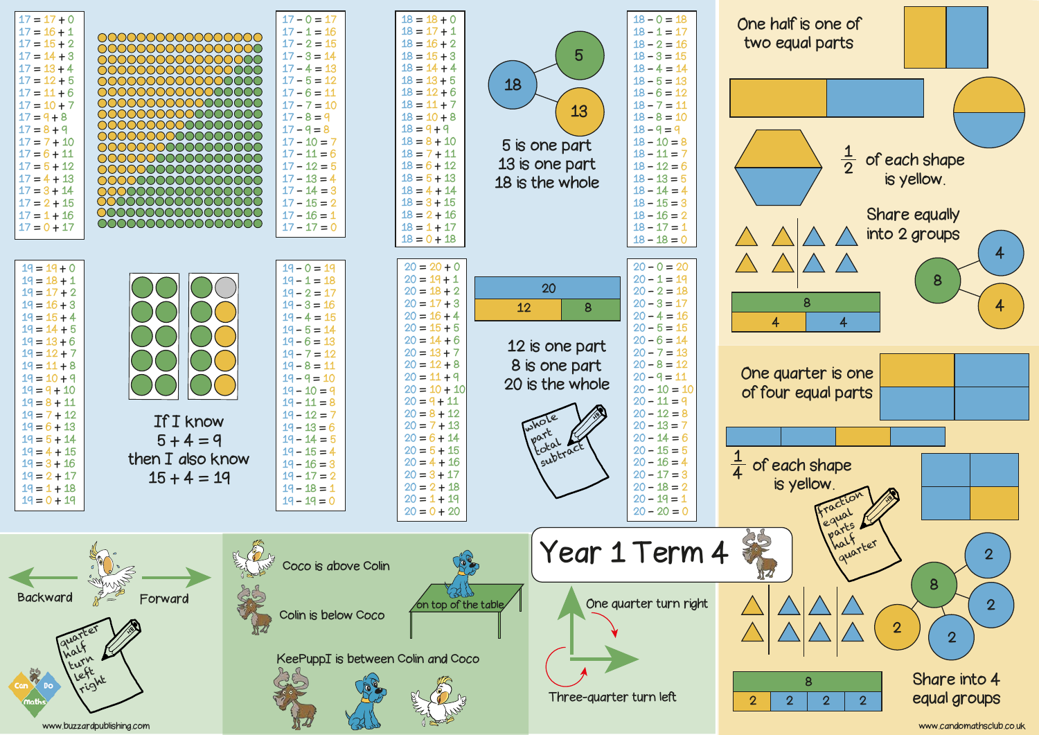# Year 1 Term 4

$17 = 17 + 0$
$17 = 16 + 1$
$17 = 15 + 2$
$17 = 14 + 3$
$17 = 13 + 4$
$17 = 12 + 5$
$17 = 11 + 6$
$17 = 10 + 7$
$17 = 9 + 8$
$17 = 8 + 9$
$17 = 7 + 10$
$17 = 6 + 11$
$17 = 5 + 12$
$17 = 4 + 13$
$17 = 3 + 14$
$17 = 2 + 15$
$17 = 1 + 16$
$17 = 0 + 17$

$17 - 0 = 17$
$17 - 1 = 16$
$17 - 2 = 15$
$17 - 3 = 14$
$17 - 4 = 13$
$17 - 5 = 12$
$17 - 6 = 11$
$17 - 7 = 10$
$17 - 8 = 9$
$17 - 9 = 8$
$17 - 10 = 7$
$17 - 11 = 6$
$17 - 12 = 5$
$17 - 13 = 4$
$17 - 14 = 3$
$17 - 15 = 2$
$17 - 16 = 1$
$17 - 17 = 0$

$18 = 18 + 0$
$18 = 17 + 1$
$18 = 16 + 2$
$18 = 15 + 3$
$18 = 14 + 4$
$18 = 13 + 5$
$18 = 12 + 6$
$18 = 11 + 7$
$18 = 10 + 8$
$18 = 9 + 9$
$18 = 8 + 10$
$18 = 7 + 11$
$18 = 6 + 12$
$18 = 5 + 13$
$18 = 4 + 14$
$18 = 3 + 15$
$18 = 2 + 16$
$18 = 1 + 17$
$18 = 0 + 18$

18 — 5, 13

5 is one part
13 is one part
18 is the whole

$18 - 0 = 18$
$18 - 1 = 17$
$18 - 2 = 16$
$18 - 3 = 15$
$18 - 4 = 14$
$18 - 5 = 13$
$18 - 6 = 12$
$18 - 7 = 11$
$18 - 8 = 10$
$18 - 9 = 9$
$18 - 10 = 8$
$18 - 11 = 7$
$18 - 12 = 6$
$18 - 13 = 5$
$18 - 14 = 4$
$18 - 15 = 3$
$18 - 16 = 2$
$18 - 17 = 1$
$18 - 18 = 0$

$19 = 19 + 0$
$19 = 18 + 1$
$19 = 17 + 2$
$19 = 16 + 3$
$19 = 15 + 4$
$19 = 14 + 5$
$19 = 13 + 6$
$19 = 12 + 7$
$19 = 11 + 8$
$19 = 10 + 9$
$19 = 9 + 10$
$19 = 8 + 11$
$19 = 7 + 12$
$19 = 6 + 13$
$19 = 5 + 14$
$19 = 4 + 15$
$19 = 3 + 16$
$19 = 2 + 17$
$19 = 1 + 18$
$19 = 0 + 19$

If I know
$5 + 4 = 9$
then I also know
$15 + 4 = 19$

$19 - 0 = 19$
$19 - 1 = 18$
$19 - 2 = 17$
$19 - 3 = 16$
$19 - 4 = 15$
$19 - 5 = 14$
$19 - 6 = 13$
$19 - 7 = 12$
$19 - 8 = 11$
$19 - 9 = 10$
$19 - 10 = 9$
$19 - 11 = 8$
$19 - 12 = 7$
$19 - 13 = 6$
$19 - 14 = 5$
$19 - 15 = 4$
$19 - 16 = 3$
$19 - 17 = 2$
$19 - 18 = 1$
$19 - 19 = 0$

$20 = 20 + 0$
$20 = 19 + 1$
$20 = 18 + 2$
$20 = 17 + 3$
$20 = 16 + 4$
$20 = 15 + 5$
$20 = 14 + 6$
$20 = 13 + 7$
$20 = 12 + 8$
$20 = 11 + 9$
$20 = 10 + 10$
$20 = 9 + 11$
$20 = 8 + 12$
$20 = 7 + 13$
$20 = 6 + 14$
$20 = 5 + 15$
$20 = 4 + 16$
$20 = 3 + 17$
$20 = 2 + 18$
$20 = 1 + 19$
$20 = 0 + 20$

| 20 | |
|---|---|
| 12 | 8 |

12 is one part
8 is one part
20 is the whole

whole
part
total
subtract

$20 - 0 = 20$
$20 - 1 = 19$
$20 - 2 = 18$
$20 - 3 = 17$
$20 - 4 = 16$
$20 - 5 = 15$
$20 - 6 = 14$
$20 - 7 = 13$
$20 - 8 = 12$
$20 - 9 = 11$
$20 - 10 = 10$
$20 - 11 = 9$
$20 - 12 = 8$
$20 - 13 = 7$
$20 - 14 = 6$
$20 - 15 = 5$
$20 - 16 = 4$
$20 - 17 = 3$
$20 - 18 = 2$
$20 - 19 = 1$
$20 - 20 = 0$

One half is one of two equal parts

$\frac{1}{2}$ of each shape is yellow.

Share equally into 2 groups

8 — 4, 4

| 8 | |
|---|---|
| 4 | 4 |

One quarter is one of four equal parts

$\frac{1}{4}$ of each shape is yellow.

fraction
equal
parts
half
quarter

8 — 2, 2, 2, 2

| 8 | | | |
|---|---|---|---|
| 2 | 2 | 2 | 2 |

Share into 4 equal groups

Backward

Forward

quarter
half
turn
left
right

Coco is above Colin

Colin is below Coco

on top of the table

KeePuppI is between Colin and Coco

One quarter turn right

Three-quarter turn left

www.buzzardpublishing.com

www.candomathsclub.co.uk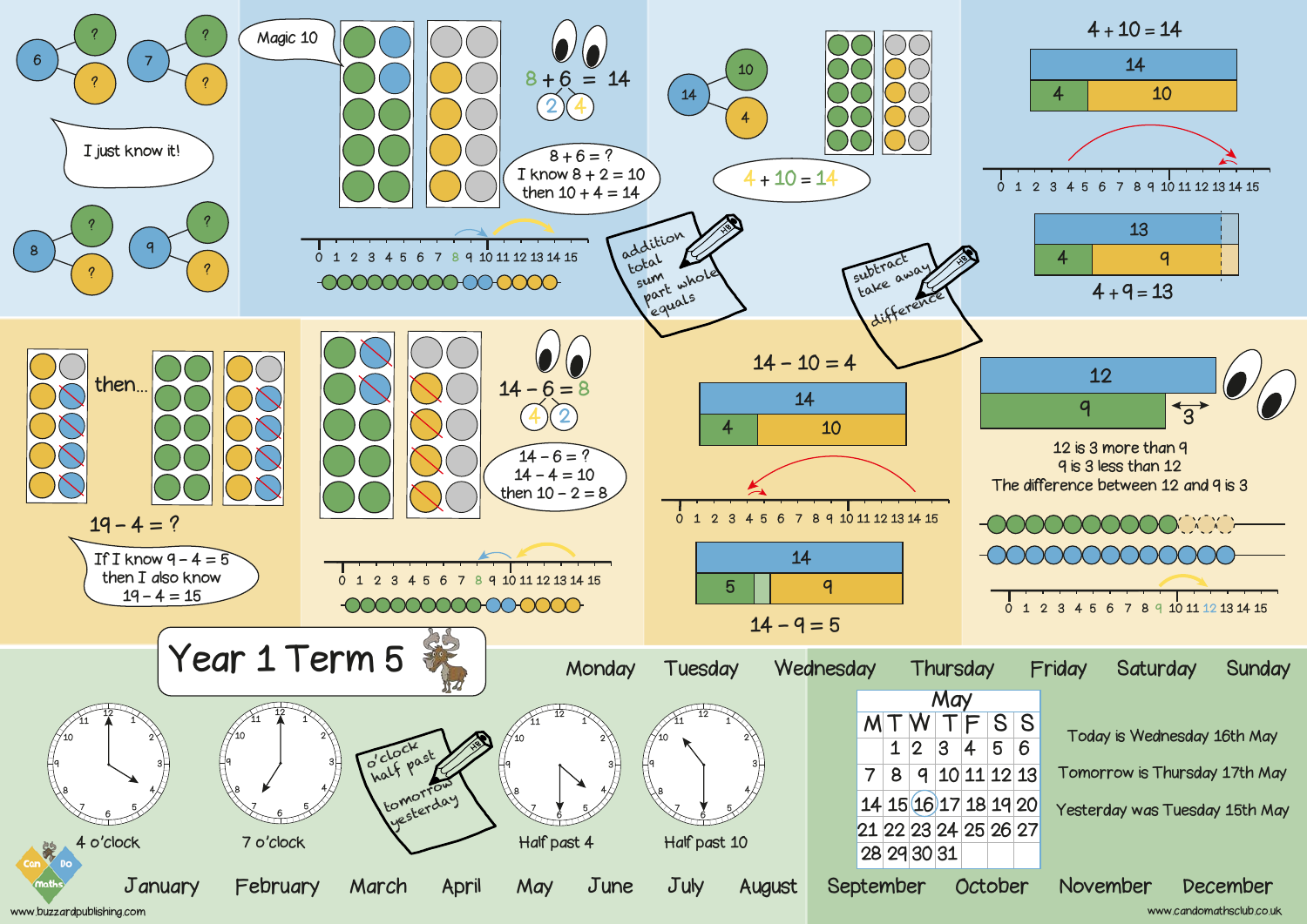# Year 1 Term 5

**I just know it!**

Part-whole models: 6 → ?, ?; 7 → ?, ?; 8 → ?, ?; 9 → ?, ?

**Magic 10**

8 + 6 = 14
(2, 4)

8 + 6 = ?
I know 8 + 2 = 10
then 10 + 4 = 14

0 1 2 3 4 5 6 7 8 9 10 11 12 13 14 15

addition
total
sum
part whole
equals

14 → 10, 4

4 + 10 = 14

4 + 10 = 14

| 14 | |
|---|---|
| 4 | 10 |

0 1 2 3 4 5 6 7 8 9 10 11 12 13 14 15

| 13 | |
|---|---|
| 4 | 9 |

4 + 9 = 13

subtract
take away
difference

then...

19 − 4 = ?

If I know 9 − 4 = 5
then I also know
19 − 4 = 15

14 − 6 = 8
(4, 2)

14 − 6 = ?
14 − 4 = 10
then 10 − 2 = 8

0 1 2 3 4 5 6 7 8 9 10 11 12 13 14 15

14 − 10 = 4

| 14 | |
|---|---|
| 4 | 10 |

0 1 2 3 4 5 6 7 8 9 10 11 12 13 14 15

| 14 | |
|---|---|
| 5 | 9 |

14 − 9 = 5

| 12 | |
|---|---|
| 9 | 3 |

12 is 3 more than 9
9 is 3 less than 12
The difference between 12 and 9 is 3

0 1 2 3 4 5 6 7 8 9 10 11 12 13 14 15

4 o'clock    7 o'clock

o'clock
half past
tomorrow
yesterday

Half past 4    Half past 10

Monday Tuesday Wednesday Thursday Friday Saturday Sunday

**May**

| M | T | W | T | F | S | S |
|---|---|---|---|---|---|---|
| | 1 | 2 | 3 | 4 | 5 | 6 |
| 7 | 8 | 9 | 10 | 11 | 12 | 13 |
| 14 | 15 | 16 | 17 | 18 | 19 | 20 |
| 21 | 22 | 23 | 24 | 25 | 26 | 27 |
| 28 | 29 | 30 | 31 | | | |

Today is Wednesday 16th May
Tomorrow is Thursday 17th May
Yesterday was Tuesday 15th May

January February March April May June July August September October November December

www.buzzardpublishing.com
www.candomathsclub.co.uk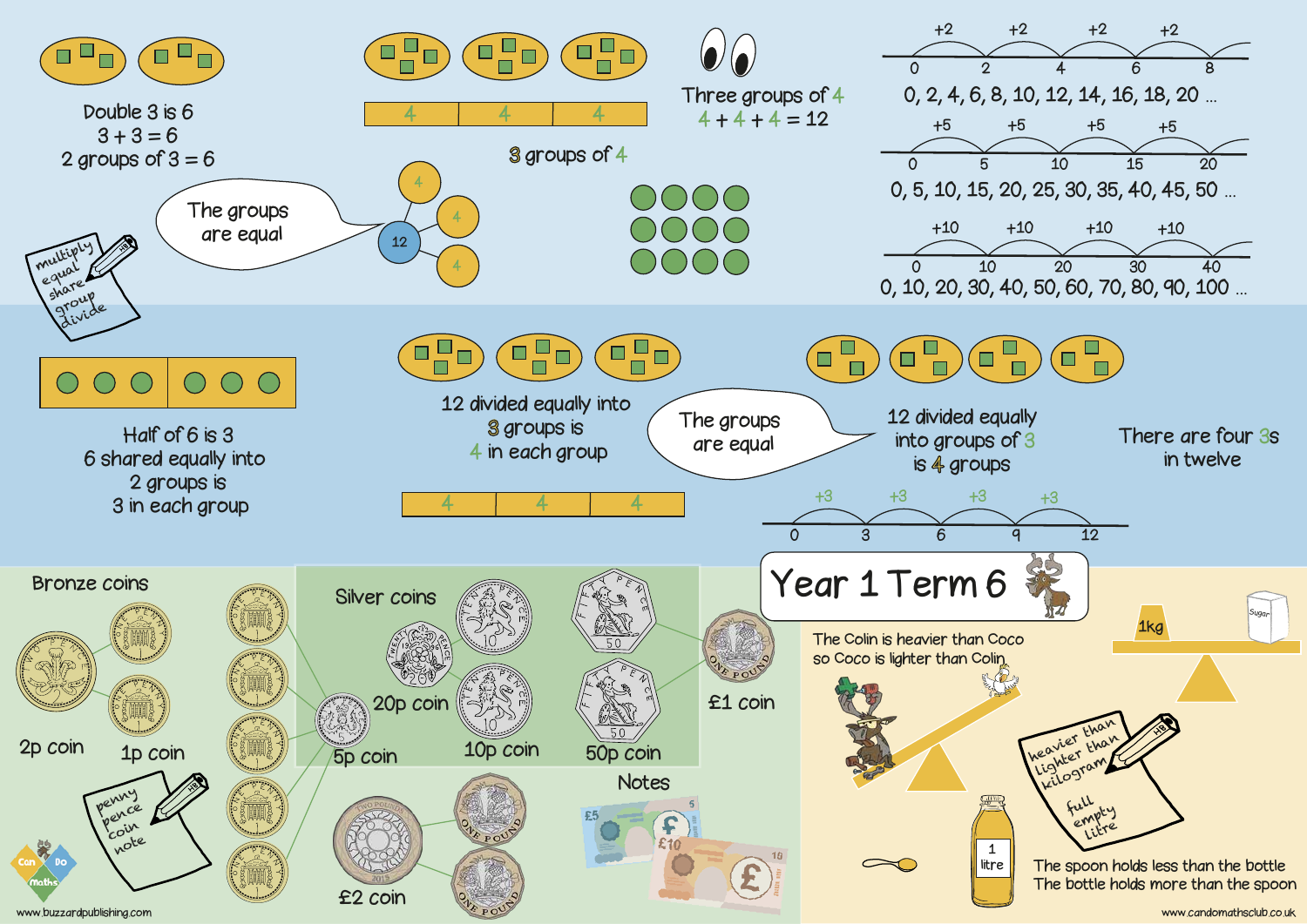# Year 1 Term 6

Double 3 is 6
$3 + 3 = 6$
2 groups of 3 = 6

4 | 4 | 4

3 groups of 4

Three groups of 4
$4 + 4 + 4 = 12$

+2 +2 +2 +2
0 2 4 6 8
0, 2, 4, 6, 8, 10, 12, 14, 16, 18, 20 ...

+5 +5 +5 +5
0 5 10 15 20
0, 5, 10, 15, 20, 25, 30, 35, 40, 45, 50 ...

+10 +10 +10 +10
0 10 20 30 40
0, 10, 20, 30, 40, 50, 60, 70, 80, 90, 100 ...

The groups are equal

12 — 4, 4, 4

multiply
equal
share
group
divide

Half of 6 is 3
6 shared equally into
2 groups is
3 in each group

12 divided equally into
3 groups is
4 in each group

4 | 4 | 4

The groups are equal

12 divided equally
into groups of 3
is 4 groups

There are four 3s
in twelve

+3 +3 +3 +3
0 3 6 9 12

## Bronze coins

2p coin
1p coin

penny
pence
coin
note

## Silver coins

20p coin
5p coin
10p coin
50p coin
£1 coin
£2 coin

## Notes

£5
£10

The Colin is heavier than Coco
so Coco is lighter than Colin

1kg
Sugar

heavier than
lighter than
kilogram
full
empty
litre

1 litre

The spoon holds less than the bottle
The bottle holds more than the spoon

www.buzzardpublishing.com
www.candomathsclub.co.uk